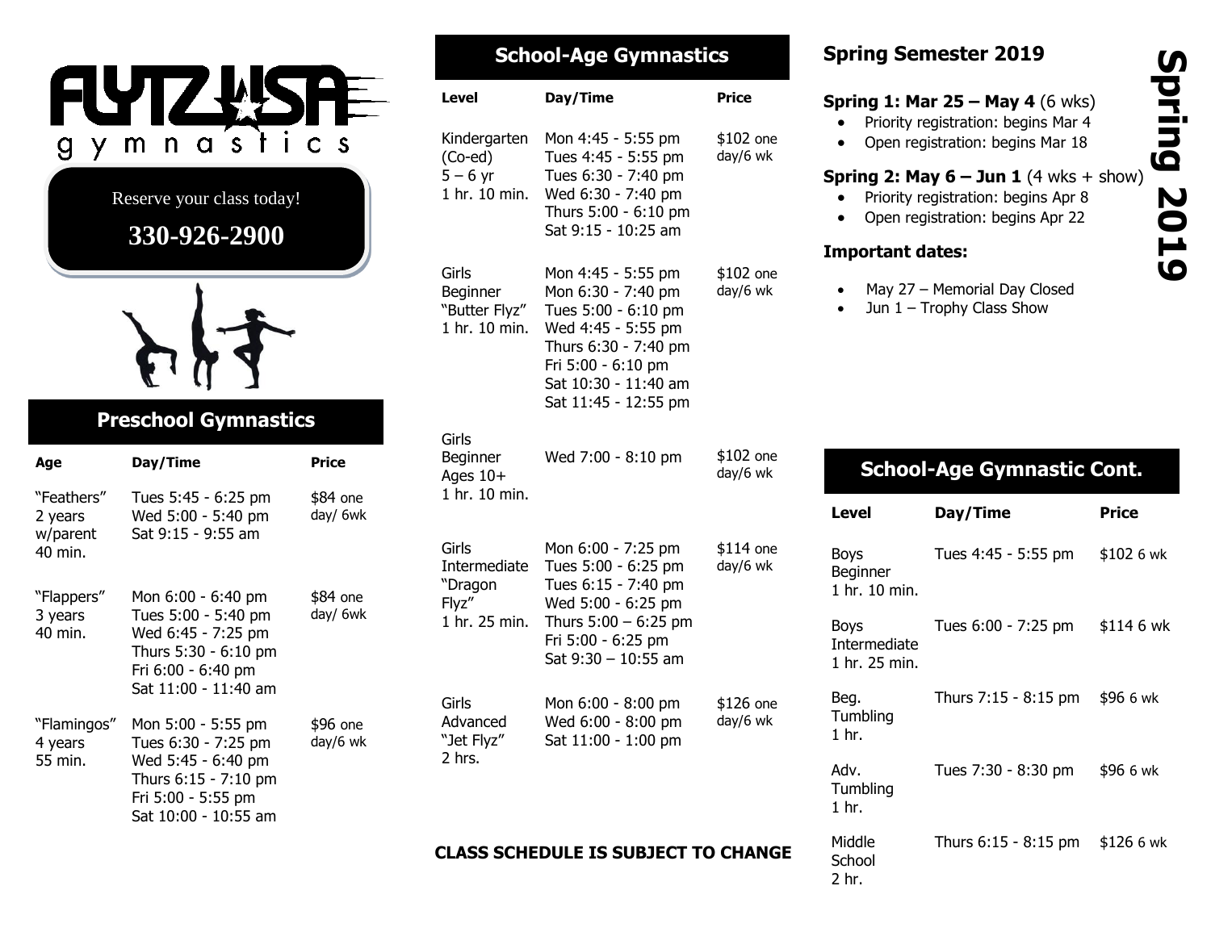# FLYTZ USA gymnastics

Reserve your class today!

**330-926-2900**

## Preschool Gymnastics

| Age | Day/Time | Price |
|---|---|---|
| "Feathers" 2 years w/parent 40 min. | Tues 5:45 - 6:25 pm<br>Wed 5:00 - 5:40 pm<br>Sat 9:15 - 9:55 am | $84 one day/ 6wk |
| "Flappers" 3 years 40 min. | Mon 6:00 - 6:40 pm<br>Tues 5:00 - 5:40 pm<br>Wed 6:45 - 7:25 pm<br>Thurs 5:30 - 6:10 pm<br>Fri 6:00 - 6:40 pm<br>Sat 11:00 - 11:40 am | $84 one day/ 6wk |
| "Flamingos" 4 years 55 min. | Mon 5:00 - 5:55 pm<br>Tues 6:30 - 7:25 pm<br>Wed 5:45 - 6:40 pm<br>Thurs 6:15 - 7:10 pm<br>Fri 5:00 - 5:55 pm<br>Sat 10:00 - 10:55 am | $96 one day/6 wk |

## School-Age Gymnastics

| Level | Day/Time | Price |
|---|---|---|
| Kindergarten (Co-ed) 5 – 6 yr 1 hr. 10 min. | Mon 4:45 - 5:55 pm<br>Tues 4:45 - 5:55 pm<br>Tues 6:30 - 7:40 pm<br>Wed 6:30 - 7:40 pm<br>Thurs 5:00 - 6:10 pm<br>Sat 9:15 - 10:25 am | $102 one day/6 wk |
| Girls Beginner "Butter Flyz" 1 hr. 10 min. | Mon 4:45 - 5:55 pm<br>Mon 6:30 - 7:40 pm<br>Tues 5:00 - 6:10 pm<br>Wed 4:45 - 5:55 pm<br>Thurs 6:30 - 7:40 pm<br>Fri 5:00 - 6:10 pm<br>Sat 10:30 - 11:40 am<br>Sat 11:45 - 12:55 pm | $102 one day/6 wk |
| Girls Beginner Ages 10+ 1 hr. 10 min. | Wed 7:00 - 8:10 pm | $102 one day/6 wk |
| Girls Intermediate "Dragon Flyz" 1 hr. 25 min. | Mon 6:00 - 7:25 pm<br>Tues 5:00 - 6:25 pm<br>Tues 6:15 - 7:40 pm<br>Wed 5:00 - 6:25 pm<br>Thurs 5:00 – 6:25 pm<br>Fri 5:00 - 6:25 pm<br>Sat 9:30 – 10:55 am | $114 one day/6 wk |
| Girls Advanced "Jet Flyz" 2 hrs. | Mon 6:00 - 8:00 pm<br>Wed 6:00 - 8:00 pm<br>Sat 11:00 - 1:00 pm | $126 one day/6 wk |

**CLASS SCHEDULE IS SUBJECT TO CHANGE**

## Spring Semester 2019

**Spring 1: Mar 25 – May 4** (6 wks)
- Priority registration: begins Mar 4
- Open registration: begins Mar 18

**Spring 2: May 6 – Jun 1** (4 wks + show)
- Priority registration: begins Apr 8
- Open registration: begins Apr 22

**Important dates:**
- May 27 – Memorial Day Closed
- Jun 1 – Trophy Class Show

**Spring 2019**

## School-Age Gymnastic Cont.

| Level | Day/Time | Price |
|---|---|---|
| Boys Beginner 1 hr. 10 min. | Tues 4:45 - 5:55 pm | $102 6 wk |
| Boys Intermediate 1 hr. 25 min. | Tues 6:00 - 7:25 pm | $114 6 wk |
| Beg. Tumbling 1 hr. | Thurs 7:15 - 8:15 pm | $96 6 wk |
| Adv. Tumbling 1 hr. | Tues 7:30 - 8:30 pm | $96 6 wk |
| Middle School 2 hr. | Thurs 6:15 - 8:15 pm | $126 6 wk |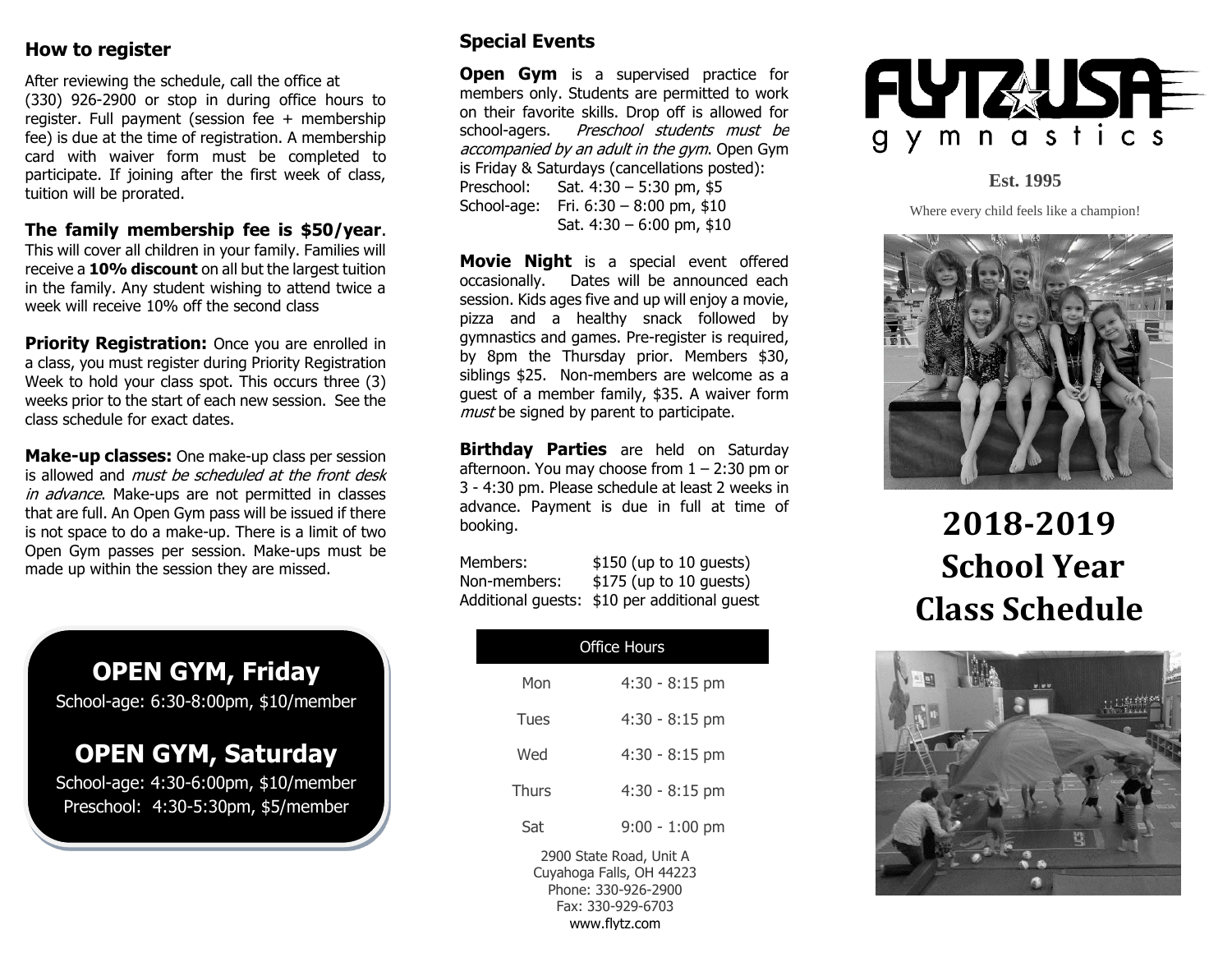## How to register

After reviewing the schedule, call the office at (330) 926-2900 or stop in during office hours to register. Full payment (session fee + membership fee) is due at the time of registration. A membership card with waiver form must be completed to participate. If joining after the first week of class, tuition will be prorated.

**The family membership fee is $50/year**. This will cover all children in your family. Families will receive a **10% discount** on all but the largest tuition in the family. Any student wishing to attend twice a week will receive 10% off the second class

**Priority Registration:** Once you are enrolled in a class, you must register during Priority Registration Week to hold your class spot. This occurs three (3) weeks prior to the start of each new session. See the class schedule for exact dates.

**Make-up classes:** One make-up class per session is allowed and *must be scheduled at the front desk in advance*. Make-ups are not permitted in classes that are full. An Open Gym pass will be issued if there is not space to do a make-up. There is a limit of two Open Gym passes per session. Make-ups must be made up within the session they are missed.

## OPEN GYM, Friday

School-age: 6:30-8:00pm, $10/member

## OPEN GYM, Saturday

School-age: 4:30-6:00pm, $10/member
Preschool: 4:30-5:30pm, $5/member

## Special Events

**Open Gym** is a supervised practice for members only. Students are permitted to work on their favorite skills. Drop off is allowed for school-agers. *Preschool students must be accompanied by an adult in the gym*. Open Gym is Friday & Saturdays (cancellations posted):

Preschool: Sat. 4:30 – 5:30 pm, $5
School-age: Fri. 6:30 – 8:00 pm, $10
Sat. 4:30 – 6:00 pm, $10

**Movie Night** is a special event offered occasionally. Dates will be announced each session. Kids ages five and up will enjoy a movie, pizza and a healthy snack followed by gymnastics and games. Pre-register is required, by 8pm the Thursday prior. Members $30, siblings $25. Non-members are welcome as a guest of a member family, $35. A waiver form *must* be signed by parent to participate.

**Birthday Parties** are held on Saturday afternoon. You may choose from 1 – 2:30 pm or 3 - 4:30 pm. Please schedule at least 2 weeks in advance. Payment is due in full at time of booking.

Members: $150 (up to 10 guests)
Non-members: $175 (up to 10 guests)
Additional guests: $10 per additional guest

| Office Hours | |
|---|---|
| Mon | 4:30 - 8:15 pm |
| Tues | 4:30 - 8:15 pm |
| Wed | 4:30 - 8:15 pm |
| Thurs | 4:30 - 8:15 pm |
| Sat | 9:00 - 1:00 pm |

2900 State Road, Unit A
Cuyahoga Falls, OH 44223
Phone: 330-926-2900
Fax: 330-929-6703
www.flytz.com

FLYTZ USA gymnastics

**Est. 1995**

Where every child feels like a champion!

# 2018-2019 School Year Class Schedule